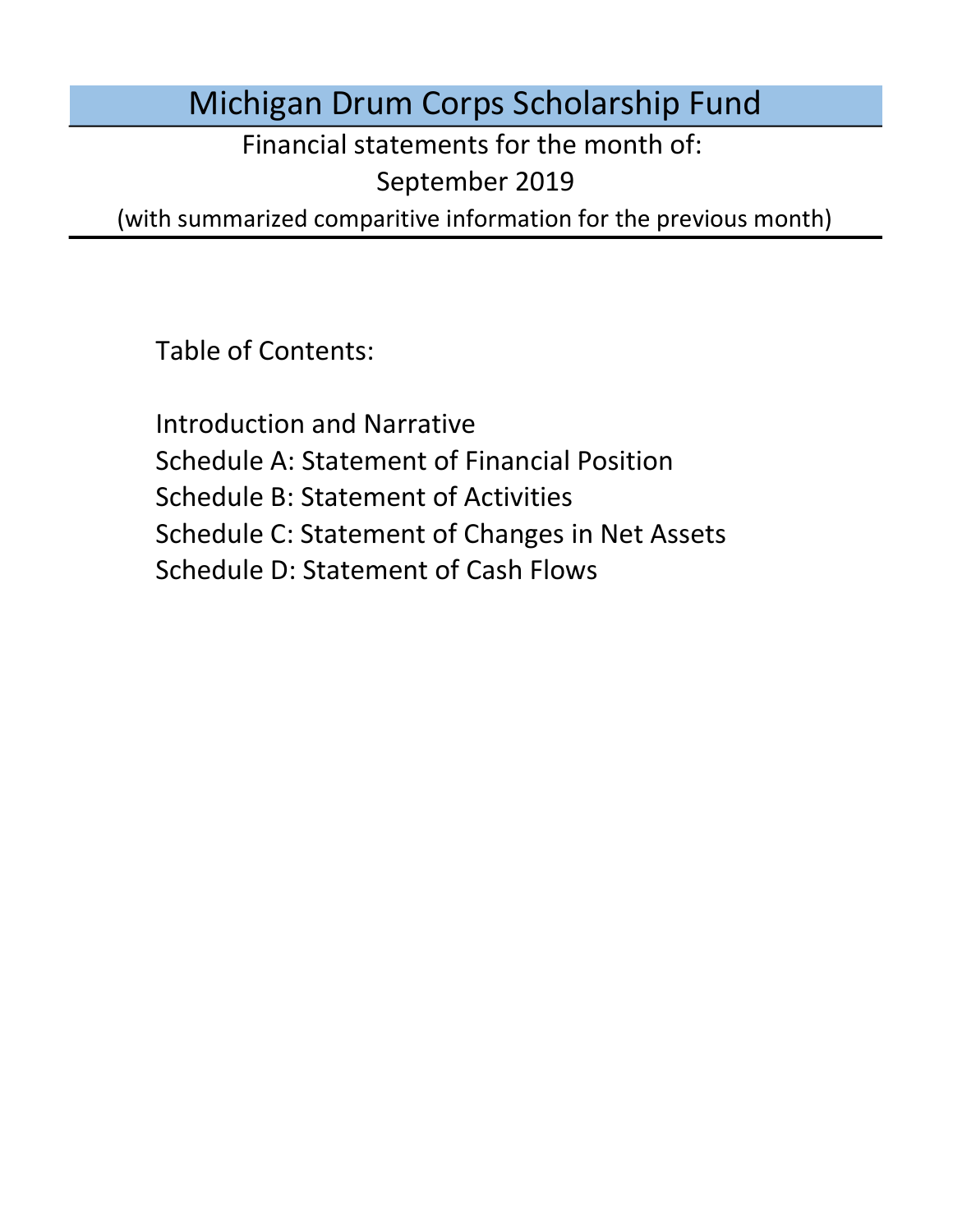# Michigan Drum Corps Scholarship Fund

Financial statements for the month of:

September 2019

(with summarized comparitive information for the previous month)

Table of Contents:

- Introduction and Narrative
- Schedule A: Statement of Financial Position
- Schedule B: Statement of Activities
- Schedule C: Statement of Changes in Net Assets
- Schedule D: Statement of Cash Flows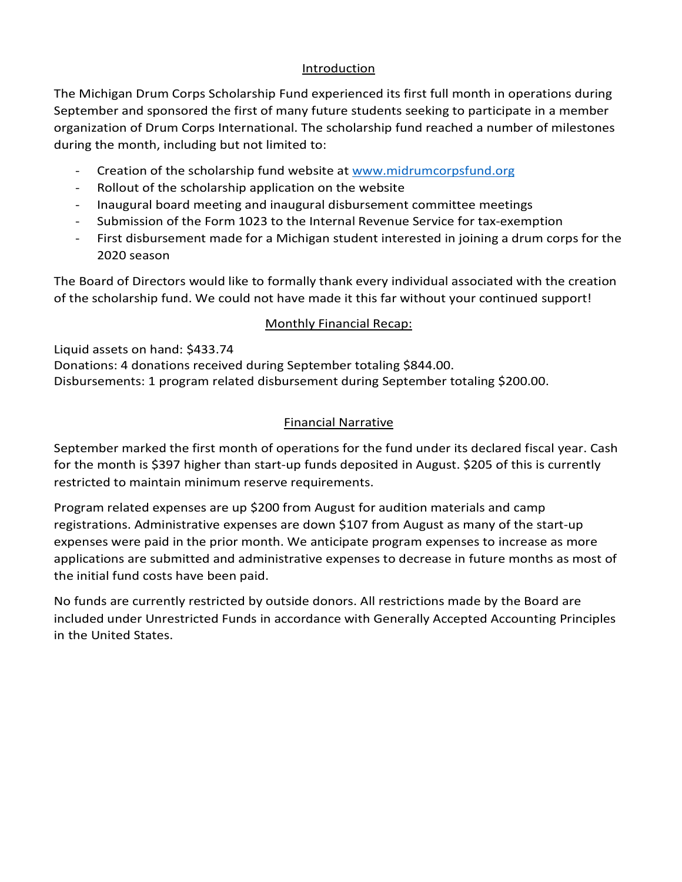## Introduction

The Michigan Drum Corps Scholarship Fund experienced its first full month in operations during September and sponsored the first of many future students seeking to participate in a member organization of Drum Corps International. The scholarship fund reached a number of milestones during the month, including but not limited to:

- Creation of the scholarship fund website at [www.midrumcorpsfund.org](http://www.midrumcorpsfund.org)
- Rollout of the scholarship application on the website
- Inaugural board meeting and inaugural disbursement committee meetings
- Submission of the Form 1023 to the Internal Revenue Service for tax-exemption
- First disbursement made for a Michigan student interested in joining a drum corps for the 2020 season

The Board of Directors would like to formally thank every individual associated with the creation of the scholarship fund. We could not have made it this far without your continued support!

## Monthly Financial Recap:

Liquid assets on hand: $433.74
Donations: 4 donations received during September totaling $844.00.
Disbursements: 1 program related disbursement during September totaling $200.00.

## Financial Narrative

September marked the first month of operations for the fund under its declared fiscal year. Cash for the month is $397 higher than start-up funds deposited in August. $205 of this is currently restricted to maintain minimum reserve requirements.

Program related expenses are up $200 from August for audition materials and camp registrations. Administrative expenses are down $107 from August as many of the start-up expenses were paid in the prior month. We anticipate program expenses to increase as more applications are submitted and administrative expenses to decrease in future months as most of the initial fund costs have been paid.

No funds are currently restricted by outside donors. All restrictions made by the Board are included under Unrestricted Funds in accordance with Generally Accepted Accounting Principles in the United States.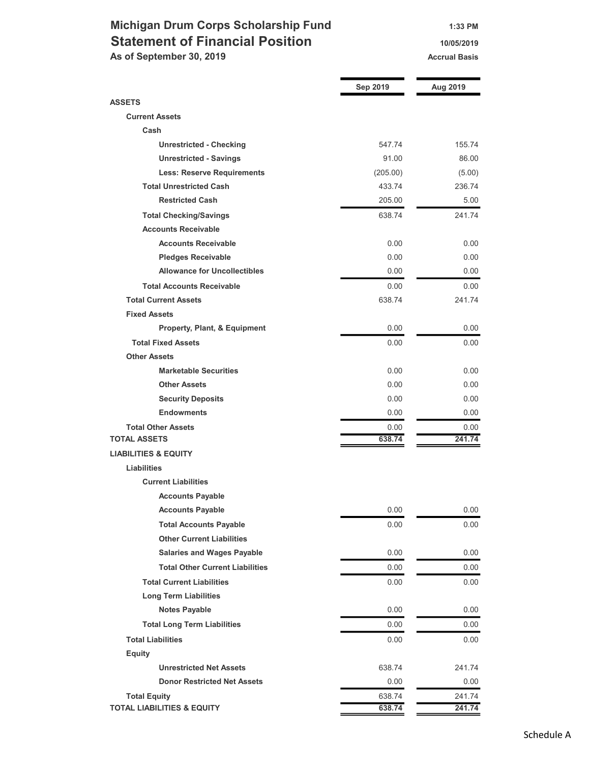# Michigan Drum Corps Scholarship Fund

## Statement of Financial Position

**As of September 30, 2019**

1:33 PM
10/05/2019
Accrual Basis

| | Sep 2019 | Aug 2019 |
|---|---|---|
| **ASSETS** | | |
| **Current Assets** | | |
| **Cash** | | |
| Unrestricted - Checking | 547.74 | 155.74 |
| Unrestricted - Savings | 91.00 | 86.00 |
| Less: Reserve Requirements | (205.00) | (5.00) |
| **Total Unrestricted Cash** | 433.74 | 236.74 |
| Restricted Cash | 205.00 | 5.00 |
| **Total Checking/Savings** | 638.74 | 241.74 |
| **Accounts Receivable** | | |
| Accounts Receivable | 0.00 | 0.00 |
| Pledges Receivable | 0.00 | 0.00 |
| Allowance for Uncollectibles | 0.00 | 0.00 |
| **Total Accounts Receivable** | 0.00 | 0.00 |
| **Total Current Assets** | 638.74 | 241.74 |
| **Fixed Assets** | | |
| Property, Plant, & Equipment | 0.00 | 0.00 |
| **Total Fixed Assets** | 0.00 | 0.00 |
| **Other Assets** | | |
| Marketable Securities | 0.00 | 0.00 |
| Other Assets | 0.00 | 0.00 |
| Security Deposits | 0.00 | 0.00 |
| Endowments | 0.00 | 0.00 |
| **Total Other Assets** | 0.00 | 0.00 |
| **TOTAL ASSETS** | **638.74** | **241.74** |
| **LIABILITIES & EQUITY** | | |
| **Liabilities** | | |
| **Current Liabilities** | | |
| **Accounts Payable** | | |
| Accounts Payable | 0.00 | 0.00 |
| **Total Accounts Payable** | 0.00 | 0.00 |
| **Other Current Liabilities** | | |
| Salaries and Wages Payable | 0.00 | 0.00 |
| **Total Other Current Liabilities** | 0.00 | 0.00 |
| **Total Current Liabilities** | 0.00 | 0.00 |
| **Long Term Liabilities** | | |
| Notes Payable | 0.00 | 0.00 |
| **Total Long Term Liabilities** | 0.00 | 0.00 |
| **Total Liabilities** | 0.00 | 0.00 |
| **Equity** | | |
| Unrestricted Net Assets | 638.74 | 241.74 |
| Donor Restricted Net Assets | 0.00 | 0.00 |
| **Total Equity** | 638.74 | 241.74 |
| **TOTAL LIABILITIES & EQUITY** | **638.74** | **241.74** |

Schedule A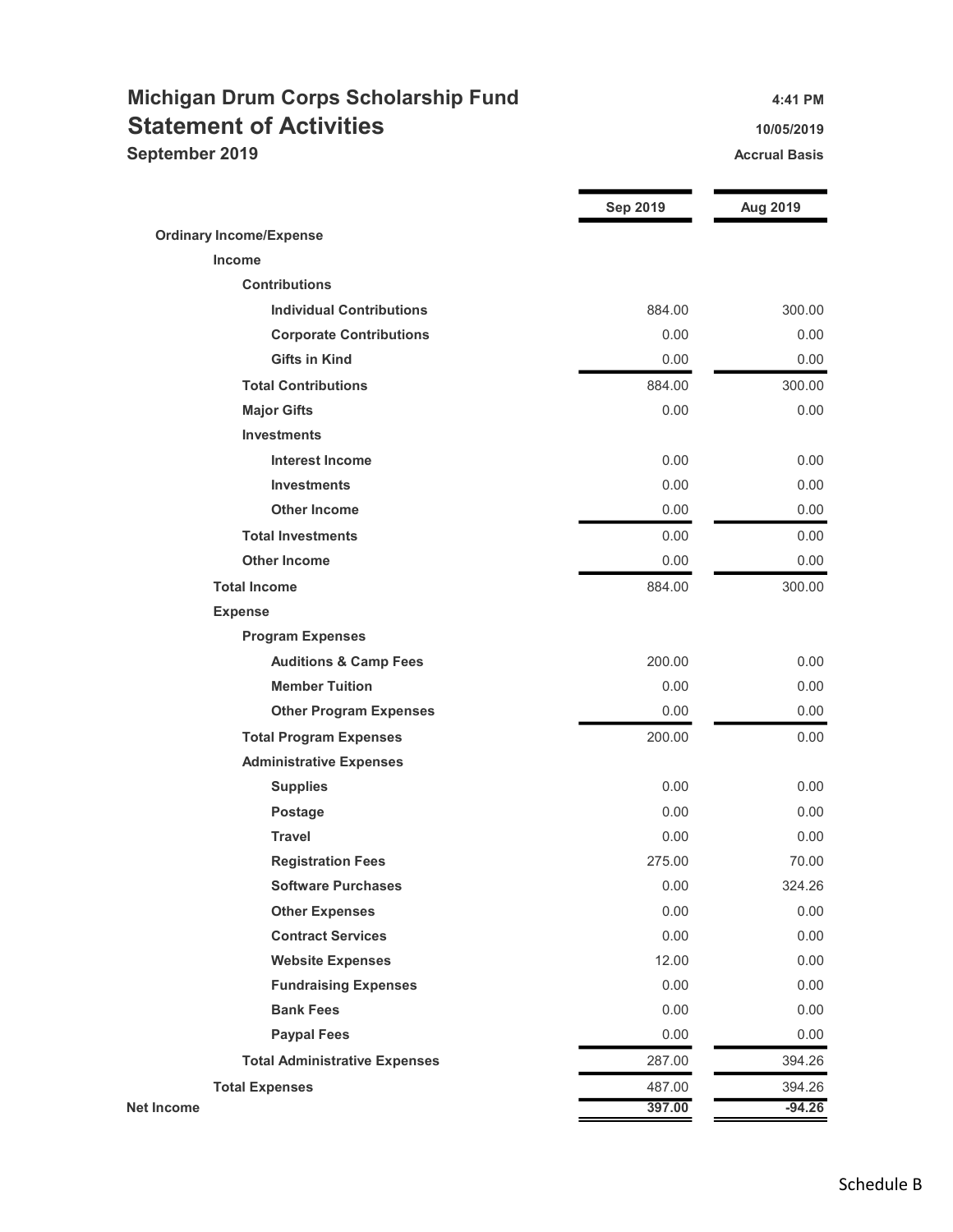# Michigan Drum Corps Scholarship Fund

## Statement of Activities

**September 2019**

4:41 PM
10/05/2019
Accrual Basis

| | Sep 2019 | Aug 2019 |
|---|---|---|
| **Ordinary Income/Expense** | | |
| **Income** | | |
| **Contributions** | | |
| **Individual Contributions** | 884.00 | 300.00 |
| **Corporate Contributions** | 0.00 | 0.00 |
| **Gifts in Kind** | 0.00 | 0.00 |
| **Total Contributions** | 884.00 | 300.00 |
| **Major Gifts** | 0.00 | 0.00 |
| **Investments** | | |
| **Interest Income** | 0.00 | 0.00 |
| **Investments** | 0.00 | 0.00 |
| **Other Income** | 0.00 | 0.00 |
| **Total Investments** | 0.00 | 0.00 |
| **Other Income** | 0.00 | 0.00 |
| **Total Income** | 884.00 | 300.00 |
| **Expense** | | |
| **Program Expenses** | | |
| **Auditions & Camp Fees** | 200.00 | 0.00 |
| **Member Tuition** | 0.00 | 0.00 |
| **Other Program Expenses** | 0.00 | 0.00 |
| **Total Program Expenses** | 200.00 | 0.00 |
| **Administrative Expenses** | | |
| **Supplies** | 0.00 | 0.00 |
| **Postage** | 0.00 | 0.00 |
| **Travel** | 0.00 | 0.00 |
| **Registration Fees** | 275.00 | 70.00 |
| **Software Purchases** | 0.00 | 324.26 |
| **Other Expenses** | 0.00 | 0.00 |
| **Contract Services** | 0.00 | 0.00 |
| **Website Expenses** | 12.00 | 0.00 |
| **Fundraising Expenses** | 0.00 | 0.00 |
| **Bank Fees** | 0.00 | 0.00 |
| **Paypal Fees** | 0.00 | 0.00 |
| **Total Administrative Expenses** | 287.00 | 394.26 |
| **Total Expenses** | 487.00 | 394.26 |
| **Net Income** | **397.00** | **-94.26** |

Schedule B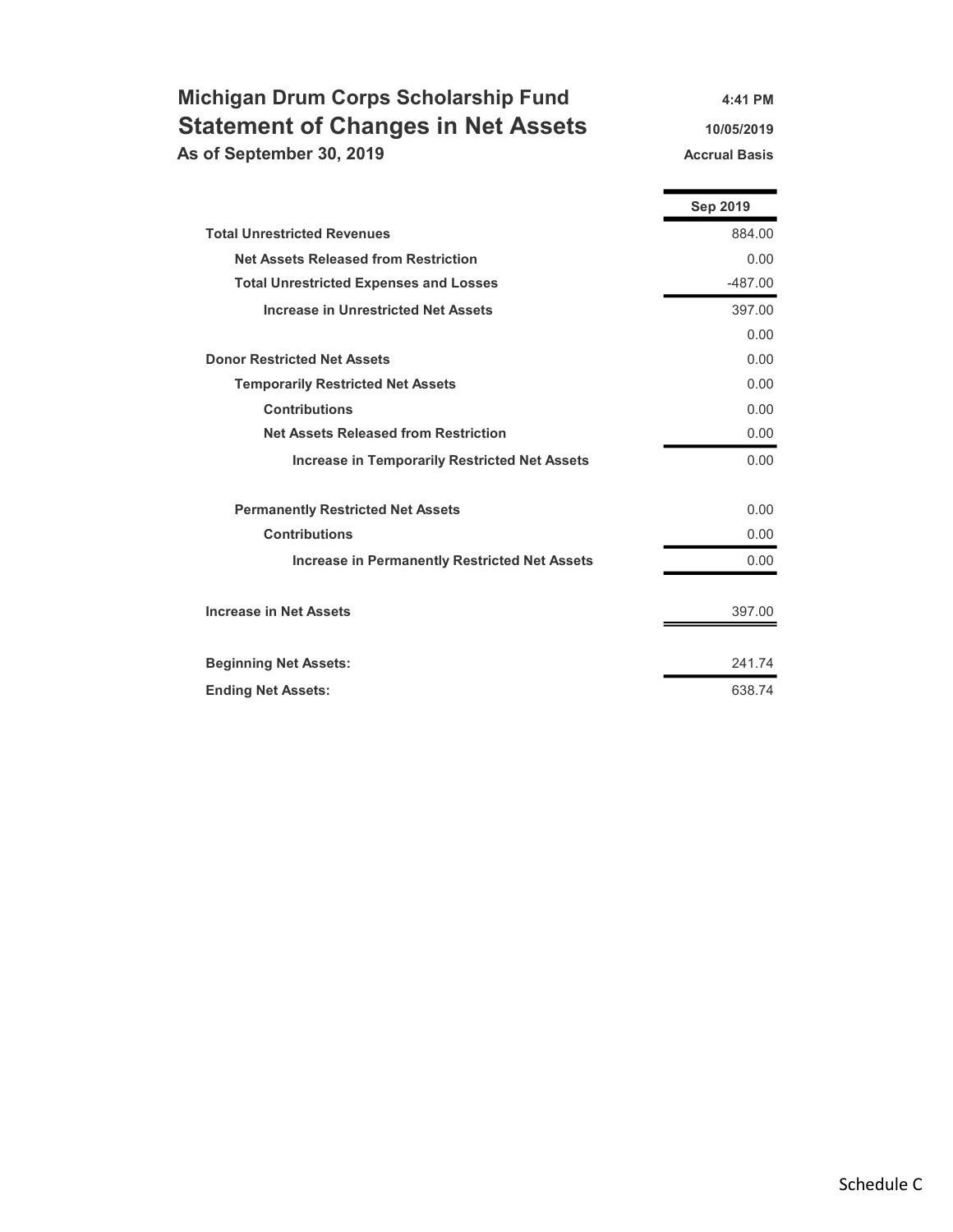# Michigan Drum Corps Scholarship Fund

## Statement of Changes in Net Assets

**As of September 30, 2019**

**4:41 PM**
**10/05/2019**
**Accrual Basis**

| | Sep 2019 |
|---|---|
| **Total Unrestricted Revenues** | 884.00 |
| **Net Assets Released from Restriction** | 0.00 |
| **Total Unrestricted Expenses and Losses** | -487.00 |
| **Increase in Unrestricted Net Assets** | 397.00 |
| | 0.00 |
| **Donor Restricted Net Assets** | 0.00 |
| **Temporarily Restricted Net Assets** | 0.00 |
| **Contributions** | 0.00 |
| **Net Assets Released from Restriction** | 0.00 |
| **Increase in Temporarily Restricted Net Assets** | 0.00 |
| **Permanently Restricted Net Assets** | 0.00 |
| **Contributions** | 0.00 |
| **Increase in Permanently Restricted Net Assets** | 0.00 |
| **Increase in Net Assets** | 397.00 |
| **Beginning Net Assets:** | 241.74 |
| **Ending Net Assets:** | 638.74 |

Schedule C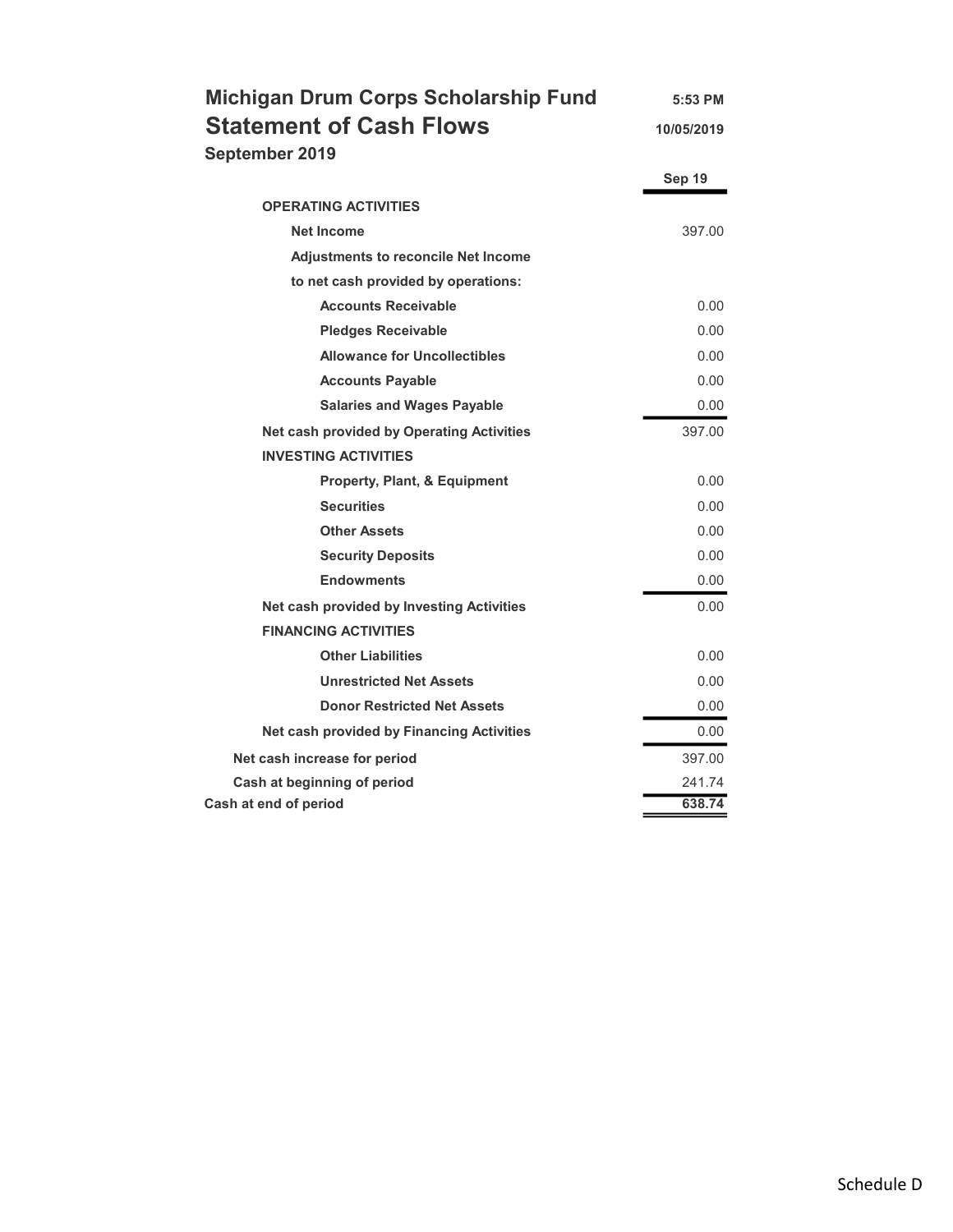# Michigan Drum Corps Scholarship Fund

5:53 PM

## Statement of Cash Flows

10/05/2019

### September 2019

| | Sep 19 |
|---|---|
| **OPERATING ACTIVITIES** | |
| **Net Income** | 397.00 |
| **Adjustments to reconcile Net Income to net cash provided by operations:** | |
| **Accounts Receivable** | 0.00 |
| **Pledges Receivable** | 0.00 |
| **Allowance for Uncollectibles** | 0.00 |
| **Accounts Payable** | 0.00 |
| **Salaries and Wages Payable** | 0.00 |
| **Net cash provided by Operating Activities** | 397.00 |
| **INVESTING ACTIVITIES** | |
| **Property, Plant, & Equipment** | 0.00 |
| **Securities** | 0.00 |
| **Other Assets** | 0.00 |
| **Security Deposits** | 0.00 |
| **Endowments** | 0.00 |
| **Net cash provided by Investing Activities** | 0.00 |
| **FINANCING ACTIVITIES** | |
| **Other Liabilities** | 0.00 |
| **Unrestricted Net Assets** | 0.00 |
| **Donor Restricted Net Assets** | 0.00 |
| **Net cash provided by Financing Activities** | 0.00 |
| **Net cash increase for period** | 397.00 |
| **Cash at beginning of period** | 241.74 |
| **Cash at end of period** | **638.74** |

Schedule D